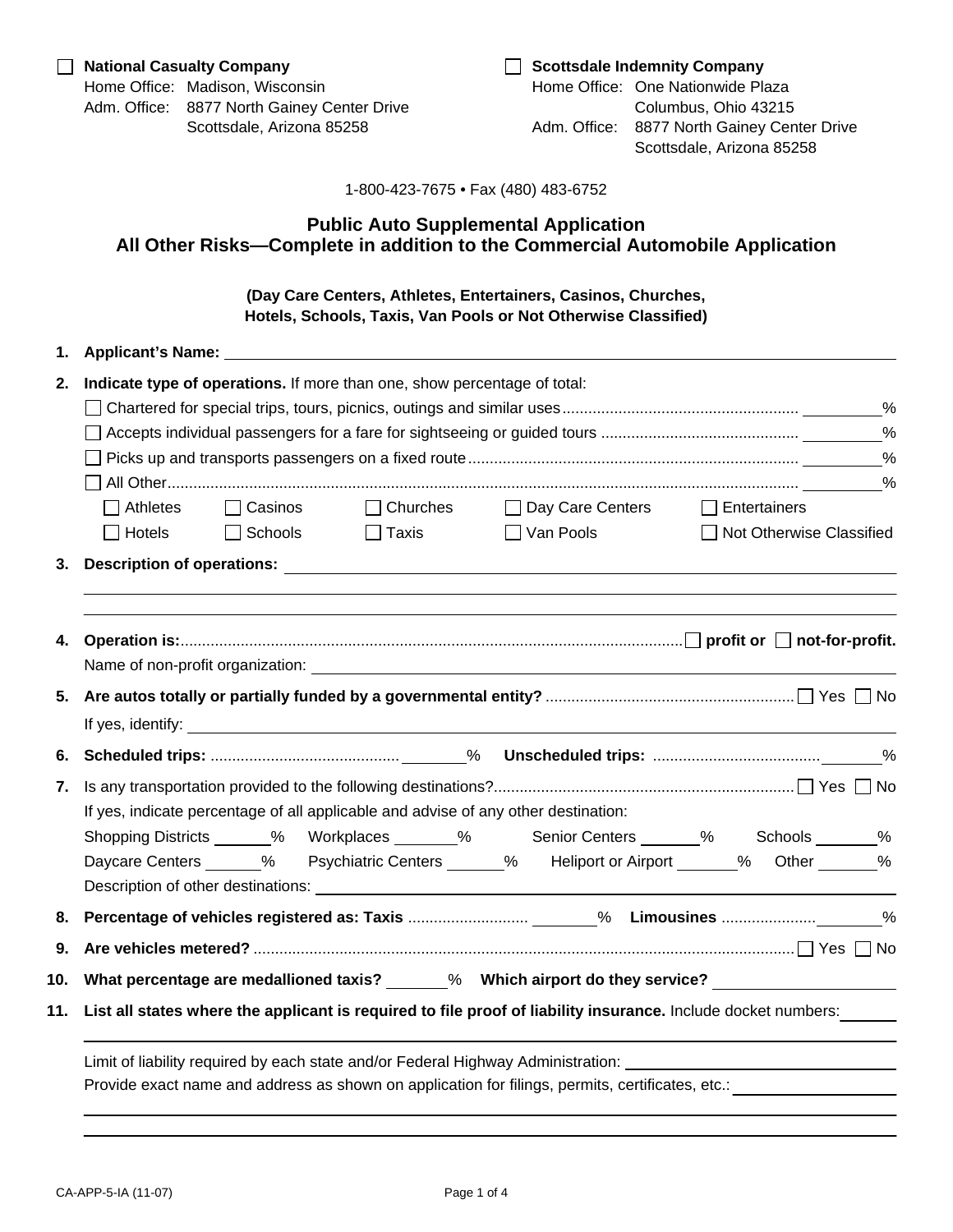☐ **National Casualty Company**
Home Office: Madison, Wisconsin
Adm. Office: 8877 North Gainey Center Drive
Scottsdale, Arizona 85258

☐ **Scottsdale Indemnity Company**
Home Office: One Nationwide Plaza
Columbus, Ohio 43215
Adm. Office: 8877 North Gainey Center Drive
Scottsdale, Arizona 85258

1-800-423-7675 • Fax (480) 483-6752

# Public Auto Supplemental Application
## All Other Risks—Complete in addition to the Commercial Automobile Application

**(Day Care Centers, Athletes, Entertainers, Casinos, Churches, Hotels, Schools, Taxis, Van Pools or Not Otherwise Classified)**

**1. Applicant's Name:** ______________________________

**2. Indicate type of operations.** If more than one, show percentage of total:

☐ Chartered for special trips, tours, picnics, outings and similar uses ________%
☐ Accepts individual passengers for a fare for sightseeing or guided tours ________%
☐ Picks up and transports passengers on a fixed route ________%
☐ All Other ________%

☐ Athletes ☐ Casinos ☐ Churches ☐ Day Care Centers ☐ Entertainers
☐ Hotels ☐ Schools ☐ Taxis ☐ Van Pools ☐ Not Otherwise Classified

**3. Description of operations:** ______________________________

**4. Operation is:** ☐ **profit or** ☐ **not-for-profit.**
Name of non-profit organization: ______________________________

**5. Are autos totally or partially funded by a governmental entity?** ☐ Yes ☐ No
If yes, identify: ______________________________

**6. Scheduled trips:** ________% **Unscheduled trips:** ________%

**7.** Is any transportation provided to the following destinations? ☐ Yes ☐ No
If yes, indicate percentage of all applicable and advise of any other destination:
Shopping Districts ______% Workplaces ______% Senior Centers ______% Schools ______%
Daycare Centers ______% Psychiatric Centers ______% Heliport or Airport ______% Other ______%
Description of other destinations: ______________________________

**8. Percentage of vehicles registered as: Taxis** ________% **Limousines** ________%

**9. Are vehicles metered?** ☐ Yes ☐ No

**10. What percentage are medallioned taxis?** ______% **Which airport do they service?** ______________

**11. List all states where the applicant is required to file proof of liability insurance.** Include docket numbers: ______________________________

Limit of liability required by each state and/or Federal Highway Administration: ______________________________
Provide exact name and address as shown on application for filings, permits, certificates, etc.: ______________________________

CA-APP-5-IA (11-07)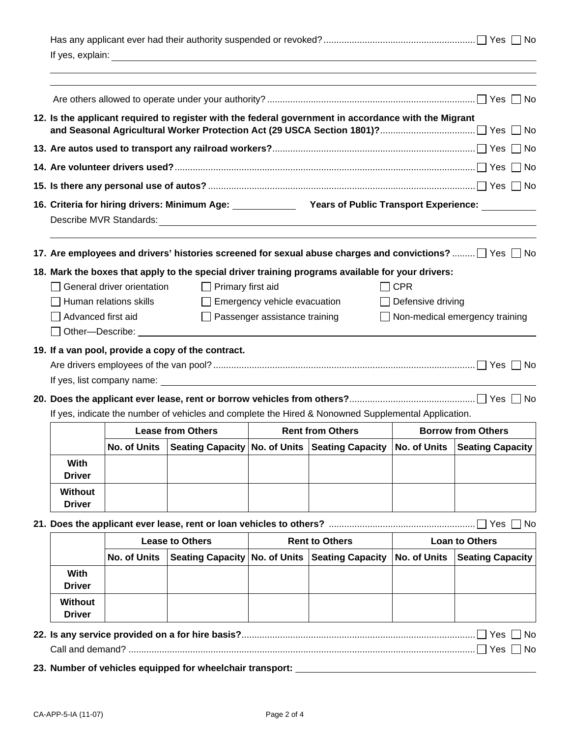Has any applicant ever had their authority suspended or revoked? ☐ Yes ☐ No

If yes, explain: ______________________________________________

Are others allowed to operate under your authority? ☐ Yes ☐ No

**12. Is the applicant required to register with the federal government in accordance with the Migrant and Seasonal Agricultural Worker Protection Act (29 USCA Section 1801)?** ☐ Yes ☐ No

**13. Are autos used to transport any railroad workers?** ☐ Yes ☐ No

**14. Are volunteer drivers used?** ☐ Yes ☐ No

**15. Is there any personal use of autos?** ☐ Yes ☐ No

**16. Criteria for hiring drivers: Minimum Age:** __________ **Years of Public Transport Experience:** __________

Describe MVR Standards: ______________________________________________

**17. Are employees and drivers' histories screened for sexual abuse charges and convictions?** ☐ Yes ☐ No

**18. Mark the boxes that apply to the special driver training programs available for your drivers:**

- ☐ General driver orientation
- ☐ Primary first aid
- ☐ CPR
- ☐ Human relations skills
- ☐ Emergency vehicle evacuation
- ☐ Defensive driving
- ☐ Advanced first aid
- ☐ Passenger assistance training
- ☐ Non-medical emergency training
- ☐ Other—Describe: ______________________________________________

**19. If a van pool, provide a copy of the contract.**

Are drivers employees of the van pool? ☐ Yes ☐ No

If yes, list company name: ______________________________________________

**20. Does the applicant ever lease, rent or borrow vehicles from others?** ☐ Yes ☐ No

If yes, indicate the number of vehicles and complete the Hired & Nonowned Supplemental Application.

| | Lease from Others | | Rent from Others | | Borrow from Others | |
|---|---|---|---|---|---|---|
| | **No. of Units** | **Seating Capacity** | **No. of Units** | **Seating Capacity** | **No. of Units** | **Seating Capacity** |
| **With Driver** | | | | | | |
| **Without Driver** | | | | | | |

**21. Does the applicant ever lease, rent or loan vehicles to others?** ☐ Yes ☐ No

| | Lease to Others | | Rent to Others | | Loan to Others | |
|---|---|---|---|---|---|---|
| | **No. of Units** | **Seating Capacity** | **No. of Units** | **Seating Capacity** | **No. of Units** | **Seating Capacity** |
| **With Driver** | | | | | | |
| **Without Driver** | | | | | | |

**22. Is any service provided on a for hire basis?** ☐ Yes ☐ No

Call and demand? ☐ Yes ☐ No

**23. Number of vehicles equipped for wheelchair transport:** ______________________________________________

CA-APP-5-IA (11-07)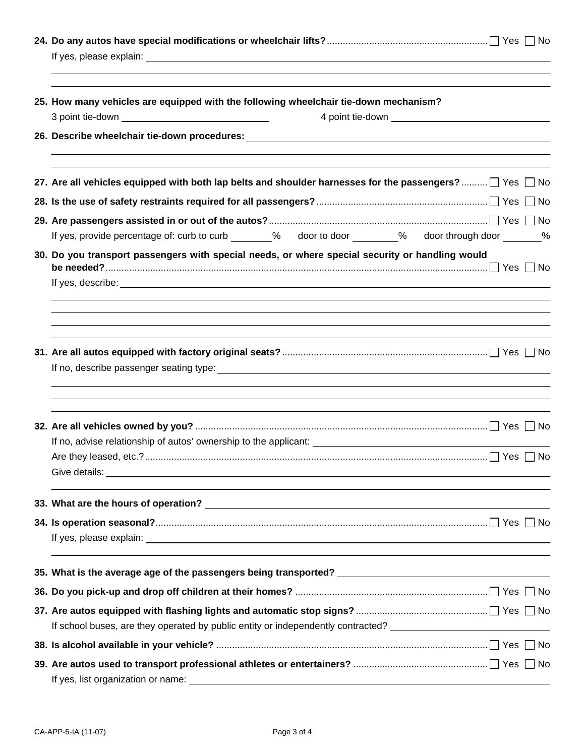**24. Do any autos have special modifications or wheelchair lifts?** ☐ Yes ☐ No

If yes, please explain: ______________________________________________

______________________________________________

______________________________________________

**25. How many vehicles are equipped with the following wheelchair tie-down mechanism?**

3 point tie-down ____________________ 4 point tie-down ____________________

**26. Describe wheelchair tie-down procedures:** ______________________________________________

______________________________________________

______________________________________________

**27. Are all vehicles equipped with both lap belts and shoulder harnesses for the passengers?** ☐ Yes ☐ No

**28. Is the use of safety restraints required for all passengers?** ☐ Yes ☐ No

**29. Are passengers assisted in or out of the autos?** ☐ Yes ☐ No

If yes, provide percentage of: curb to curb ______% door to door ______% door through door ______%

**30. Do you transport passengers with special needs, or where special security or handling would be needed?** ☐ Yes ☐ No

If yes, describe: ______________________________________________

______________________________________________

______________________________________________

______________________________________________

______________________________________________

**31. Are all autos equipped with factory original seats?** ☐ Yes ☐ No

If no, describe passenger seating type: ______________________________________________

______________________________________________

______________________________________________

______________________________________________

**32. Are all vehicles owned by you?** ☐ Yes ☐ No

If no, advise relationship of autos' ownership to the applicant: ______________________________________________

Are they leased, etc.? ☐ Yes ☐ No

Give details: ______________________________________________

______________________________________________

**33. What are the hours of operation?** ______________________________________________

**34. Is operation seasonal?** ☐ Yes ☐ No

If yes, please explain: ______________________________________________

______________________________________________

**35. What is the average age of the passengers being transported?** ______________________________________________

**36. Do you pick-up and drop off children at their homes?** ☐ Yes ☐ No

**37. Are autos equipped with flashing lights and automatic stop signs?** ☐ Yes ☐ No

If school buses, are they operated by public entity or independently contracted? ____________________

**38. Is alcohol available in your vehicle?** ☐ Yes ☐ No

**39. Are autos used to transport professional athletes or entertainers?** ☐ Yes ☐ No

If yes, list organization or name: ______________________________________________

CA-APP-5-IA (11-07)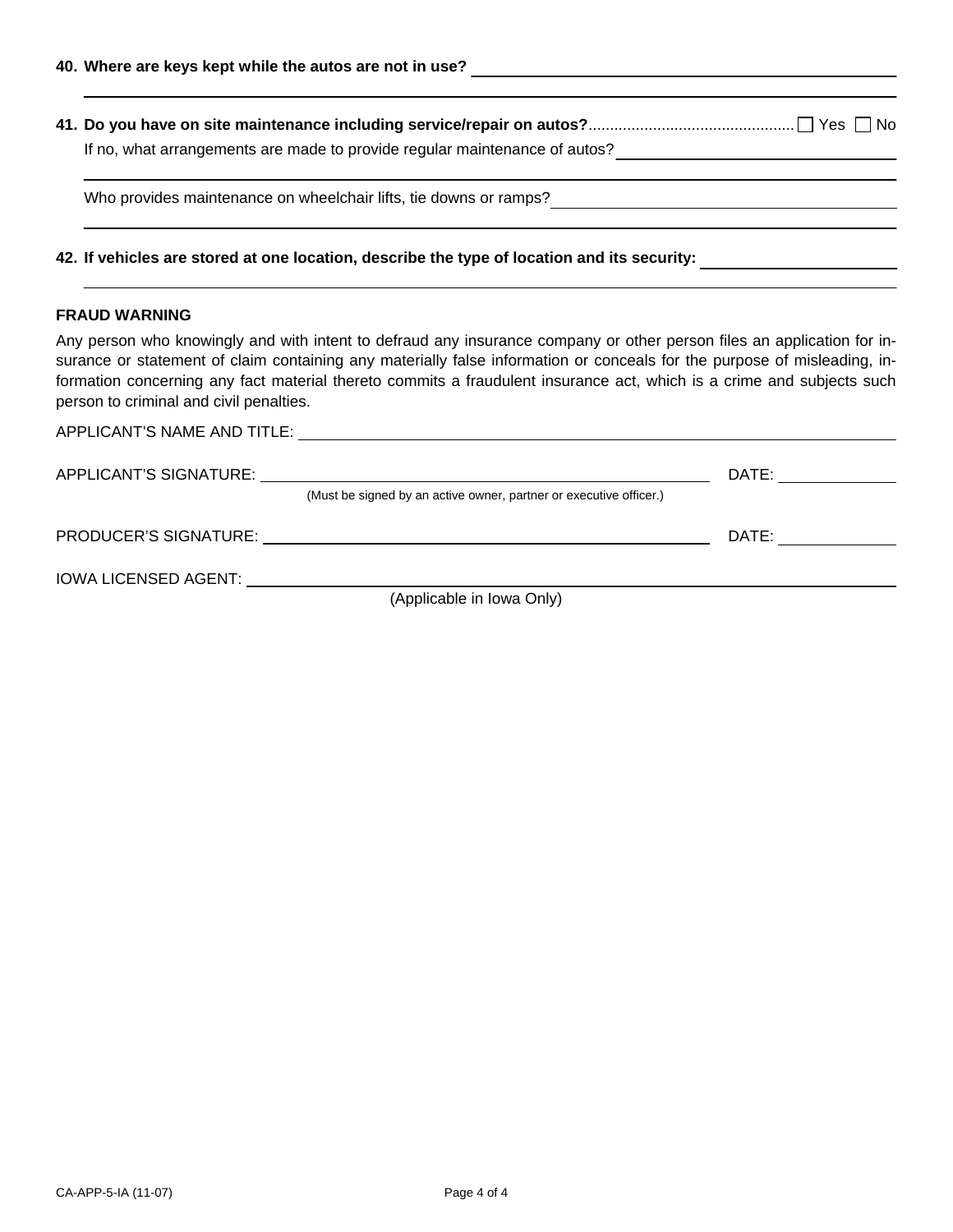**40. Where are keys kept while the autos are not in use?** \_\_\_\_\_\_\_\_\_\_\_\_\_\_\_\_\_\_\_\_\_\_\_\_\_\_\_\_\_\_\_\_\_\_\_\_

\_\_\_\_\_\_\_\_\_\_\_\_\_\_\_\_\_\_\_\_\_\_\_\_\_\_\_\_\_\_\_\_\_\_\_\_\_\_\_\_\_\_\_\_\_\_\_\_\_\_\_\_\_\_\_\_\_\_\_\_\_\_\_\_\_\_\_\_\_\_

**41. Do you have on site maintenance including service/repair on autos?**............................................... ☐ Yes ☐ No

If no, what arrangements are made to provide regular maintenance of autos? \_\_\_\_\_\_\_\_\_\_\_\_\_\_\_\_\_\_\_\_\_\_\_\_

\_\_\_\_\_\_\_\_\_\_\_\_\_\_\_\_\_\_\_\_\_\_\_\_\_\_\_\_\_\_\_\_\_\_\_\_\_\_\_\_\_\_\_\_\_\_\_\_\_\_\_\_\_\_\_\_\_\_\_\_\_\_\_\_\_\_\_\_\_\_

Who provides maintenance on wheelchair lifts, tie downs or ramps? \_\_\_\_\_\_\_\_\_\_\_\_\_\_\_\_\_\_\_\_\_\_\_\_\_\_\_\_\_\_

\_\_\_\_\_\_\_\_\_\_\_\_\_\_\_\_\_\_\_\_\_\_\_\_\_\_\_\_\_\_\_\_\_\_\_\_\_\_\_\_\_\_\_\_\_\_\_\_\_\_\_\_\_\_\_\_\_\_\_\_\_\_\_\_\_\_\_\_\_\_

**42. If vehicles are stored at one location, describe the type of location and its security:** \_\_\_\_\_\_\_\_\_\_\_\_\_\_\_\_

\_\_\_\_\_\_\_\_\_\_\_\_\_\_\_\_\_\_\_\_\_\_\_\_\_\_\_\_\_\_\_\_\_\_\_\_\_\_\_\_\_\_\_\_\_\_\_\_\_\_\_\_\_\_\_\_\_\_\_\_\_\_\_\_\_\_\_\_\_\_

**FRAUD WARNING**

Any person who knowingly and with intent to defraud any insurance company or other person files an application for insurance or statement of claim containing any materially false information or conceals for the purpose of misleading, information concerning any fact material thereto commits a fraudulent insurance act, which is a crime and subjects such person to criminal and civil penalties.

APPLICANT'S NAME AND TITLE: \_\_\_\_\_\_\_\_\_\_\_\_\_\_\_\_\_\_\_\_\_\_\_\_\_\_\_\_\_\_\_\_\_\_\_\_\_\_\_\_\_\_\_\_\_\_\_\_\_\_\_\_

APPLICANT'S SIGNATURE: \_\_\_\_\_\_\_\_\_\_\_\_\_\_\_\_\_\_\_\_\_\_\_\_\_\_\_\_\_\_\_\_\_\_\_\_\_\_\_\_ DATE: \_\_\_\_\_\_\_\_\_\_

(Must be signed by an active owner, partner or executive officer.)

PRODUCER'S SIGNATURE: \_\_\_\_\_\_\_\_\_\_\_\_\_\_\_\_\_\_\_\_\_\_\_\_\_\_\_\_\_\_\_\_\_\_\_\_\_\_\_\_ DATE: \_\_\_\_\_\_\_\_\_\_

IOWA LICENSED AGENT: \_\_\_\_\_\_\_\_\_\_\_\_\_\_\_\_\_\_\_\_\_\_\_\_\_\_\_\_\_\_\_\_\_\_\_\_\_\_\_\_\_\_\_\_\_\_\_\_\_\_\_\_\_\_\_\_

(Applicable in Iowa Only)

CA-APP-5-IA (11-07)